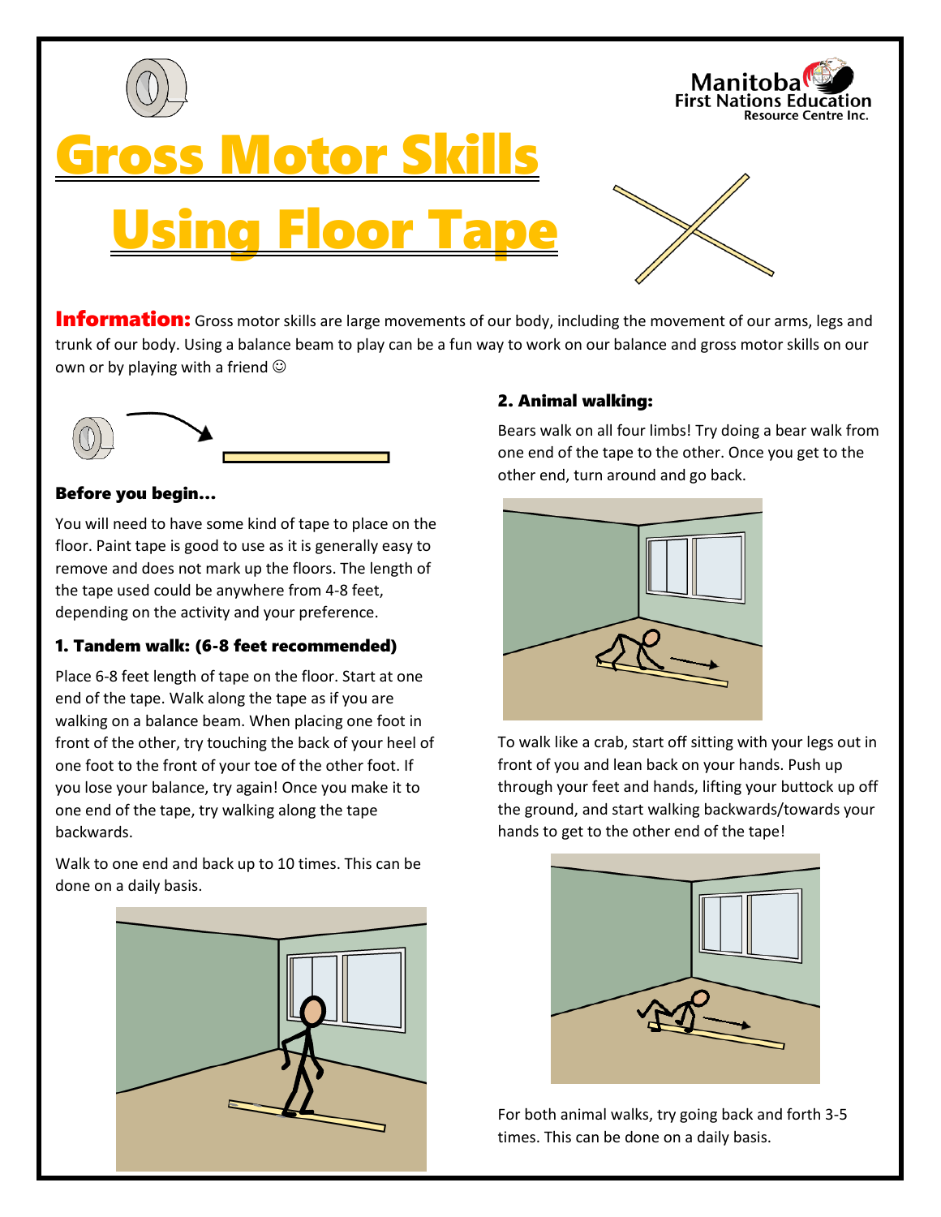Manitoba First Nations Education Resource Centre Inc.

# Gross Motor Skills Using Floor Tape

**Information:** Gross motor skills are large movements of our body, including the movement of our arms, legs and trunk of our body. Using a balance beam to play can be a fun way to work on our balance and gross motor skills on our own or by playing with a friend ☺

### Before you begin…

You will need to have some kind of tape to place on the floor. Paint tape is good to use as it is generally easy to remove and does not mark up the floors. The length of the tape used could be anywhere from 4-8 feet, depending on the activity and your preference.

### 1. Tandem walk: (6-8 feet recommended)

Place 6-8 feet length of tape on the floor. Start at one end of the tape. Walk along the tape as if you are walking on a balance beam. When placing one foot in front of the other, try touching the back of your heel of one foot to the front of your toe of the other foot. If you lose your balance, try again! Once you make it to one end of the tape, try walking along the tape backwards.

Walk to one end and back up to 10 times. This can be done on a daily basis.

### 2. Animal walking:

Bears walk on all four limbs! Try doing a bear walk from one end of the tape to the other. Once you get to the other end, turn around and go back.

To walk like a crab, start off sitting with your legs out in front of you and lean back on your hands. Push up through your feet and hands, lifting your buttock up off the ground, and start walking backwards/towards your hands to get to the other end of the tape!

For both animal walks, try going back and forth 3-5 times. This can be done on a daily basis.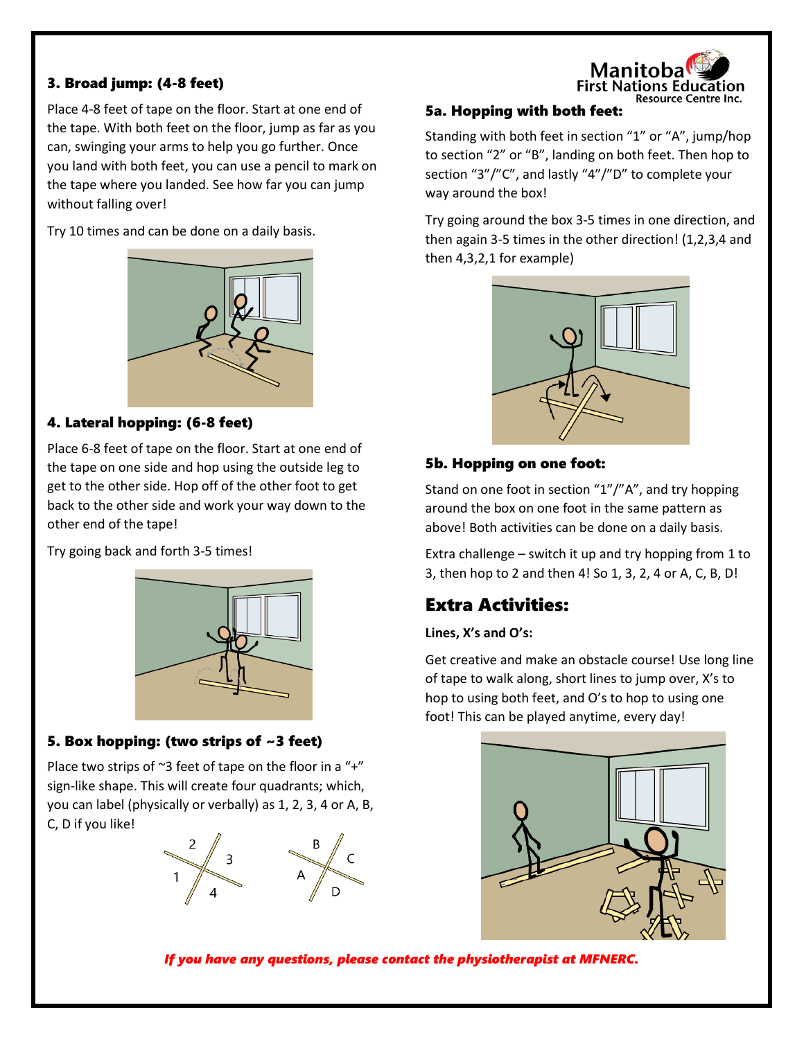### 3. Broad jump: (4-8 feet)

Place 4-8 feet of tape on the floor. Start at one end of the tape. With both feet on the floor, jump as far as you can, swinging your arms to help you go further. Once you land with both feet, you can use a pencil to mark on the tape where you landed. See how far you can jump without falling over!

Try 10 times and can be done on a daily basis.

### 4. Lateral hopping: (6-8 feet)

Place 6-8 feet of tape on the floor. Start at one end of the tape on one side and hop using the outside leg to get to the other side. Hop off of the other foot to get back to the other side and work your way down to the other end of the tape!

Try going back and forth 3-5 times!

### 5. Box hopping: (two strips of ~3 feet)

Place two strips of ~3 feet of tape on the floor in a "+" sign-like shape. This will create four quadrants; which, you can label (physically or verbally) as 1, 2, 3, 4 or A, B, C, D if you like!

2
1
3
4

B
A
C
D

### 5a. Hopping with both feet:

Standing with both feet in section "1" or "A", jump/hop to section "2" or "B", landing on both feet. Then hop to section "3"/"C", and lastly "4"/"D" to complete your way around the box!

Try going around the box 3-5 times in one direction, and then again 3-5 times in the other direction! (1,2,3,4 and then 4,3,2,1 for example)

### 5b. Hopping on one foot:

Stand on one foot in section "1"/"A", and try hopping around the box on one foot in the same pattern as above! Both activities can be done on a daily basis.

Extra challenge – switch it up and try hopping from 1 to 3, then hop to 2 and then 4! So 1, 3, 2, 4 or A, C, B, D!

## Extra Activities:

**Lines, X's and O's:**

Get creative and make an obstacle course! Use long line of tape to walk along, short lines to jump over, X's to hop to using both feet, and O's to hop to using one foot! This can be played anytime, every day!

***If you have any questions, please contact the physiotherapist at MFNERC.***